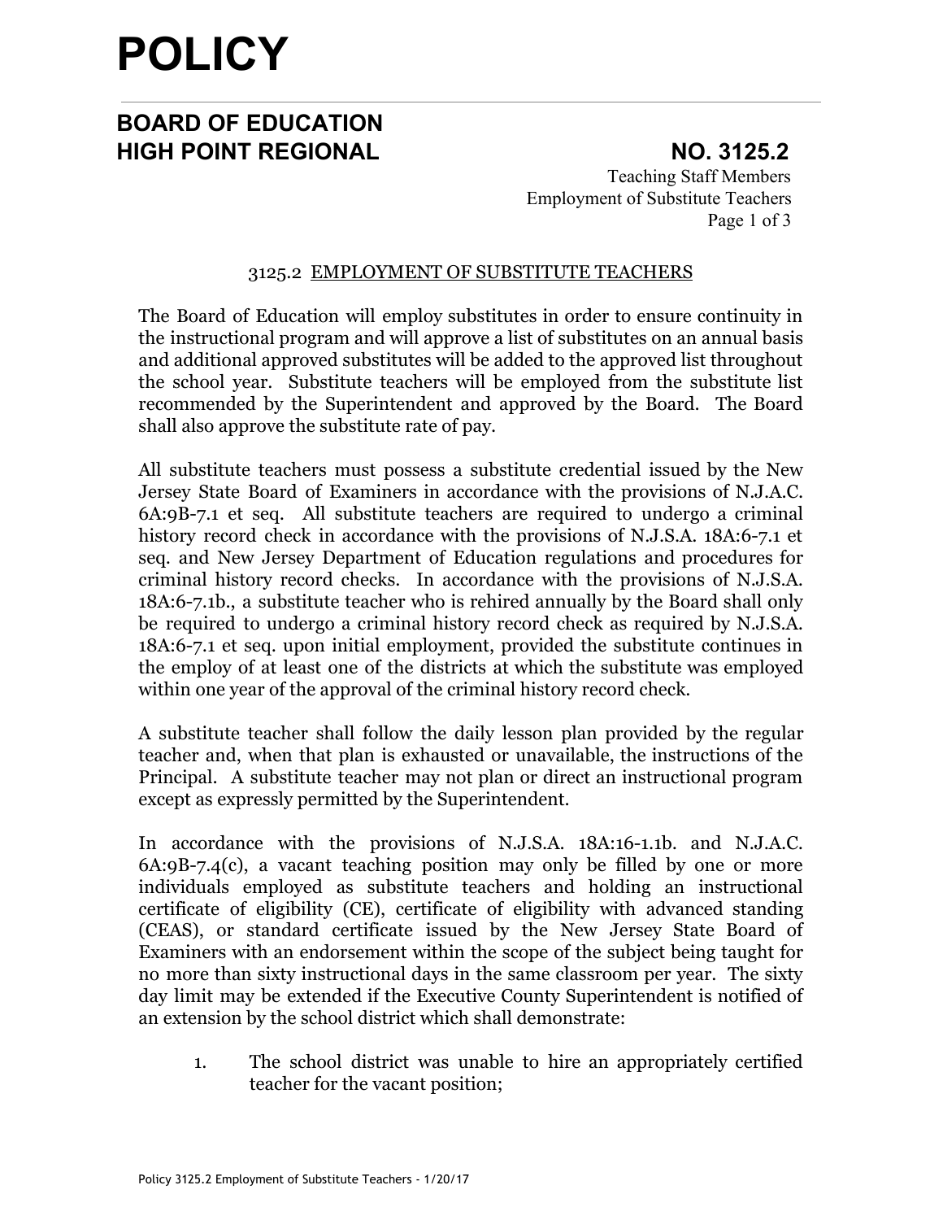// Document header

# POLICY

## BOARD OF EDUCATION
## HIGH POINT REGIONAL NO. 3125.2

Teaching Staff Members
Employment of Substitute Teachers

### 3125.2 EMPLOYMENT OF SUBSTITUTE TEACHERS

The Board of Education will employ substitutes in order to ensure continuity in the instructional program and will approve a list of substitutes on an annual basis and additional approved substitutes will be added to the approved list throughout the school year. Substitute teachers will be employed from the substitute list recommended by the Superintendent and approved by the Board. The Board shall also approve the substitute rate of pay.

All substitute teachers must possess a substitute credential issued by the New Jersey State Board of Examiners in accordance with the provisions of N.J.A.C. 6A:9B-7.1 et seq. All substitute teachers are required to undergo a criminal history record check in accordance with the provisions of N.J.S.A. 18A:6-7.1 et seq. and New Jersey Department of Education regulations and procedures for criminal history record checks. In accordance with the provisions of N.J.S.A. 18A:6-7.1b., a substitute teacher who is rehired annually by the Board shall only be required to undergo a criminal history record check as required by N.J.S.A. 18A:6-7.1 et seq. upon initial employment, provided the substitute continues in the employ of at least one of the districts at which the substitute was employed within one year of the approval of the criminal history record check.

A substitute teacher shall follow the daily lesson plan provided by the regular teacher and, when that plan is exhausted or unavailable, the instructions of the Principal. A substitute teacher may not plan or direct an instructional program except as expressly permitted by the Superintendent.

In accordance with the provisions of N.J.S.A. 18A:16-1.1b. and N.J.A.C. 6A:9B-7.4(c), a vacant teaching position may only be filled by one or more individuals employed as substitute teachers and holding an instructional certificate of eligibility (CE), certificate of eligibility with advanced standing (CEAS), or standard certificate issued by the New Jersey State Board of Examiners with an endorsement within the scope of the subject being taught for no more than sixty instructional days in the same classroom per year. The sixty day limit may be extended if the Executive County Superintendent is notified of an extension by the school district which shall demonstrate:

1. The school district was unable to hire an appropriately certified teacher for the vacant position;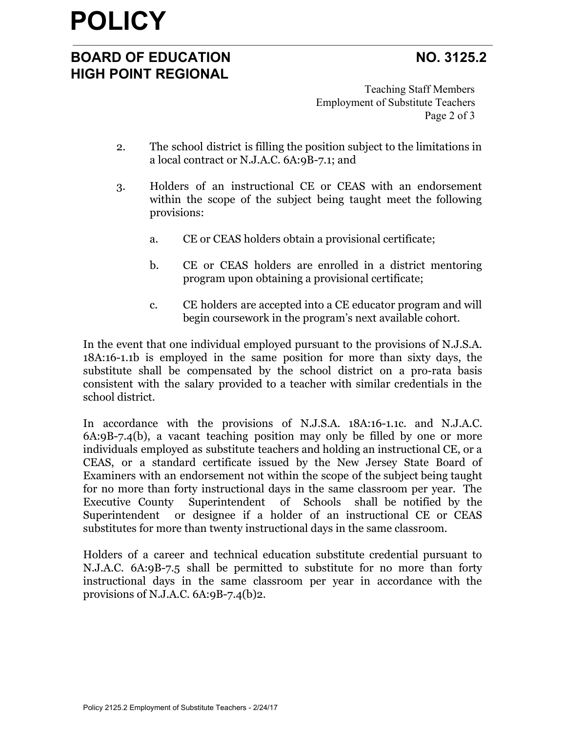2. The school district is filling the position subject to the limitations in a local contract or N.J.A.C. 6A:9B-7.1; and

3. Holders of an instructional CE or CEAS with an endorsement within the scope of the subject being taught meet the following provisions:

    a. CE or CEAS holders obtain a provisional certificate;

    b. CE or CEAS holders are enrolled in a district mentoring program upon obtaining a provisional certificate;

    c. CE holders are accepted into a CE educator program and will begin coursework in the program's next available cohort.

In the event that one individual employed pursuant to the provisions of N.J.S.A. 18A:16-1.1b is employed in the same position for more than sixty days, the substitute shall be compensated by the school district on a pro-rata basis consistent with the salary provided to a teacher with similar credentials in the school district.

In accordance with the provisions of N.J.S.A. 18A:16-1.1c. and N.J.A.C. 6A:9B-7.4(b), a vacant teaching position may only be filled by one or more individuals employed as substitute teachers and holding an instructional CE, or a CEAS, or a standard certificate issued by the New Jersey State Board of Examiners with an endorsement not within the scope of the subject being taught for no more than forty instructional days in the same classroom per year. The Executive County Superintendent of Schools shall be notified by the Superintendent or designee if a holder of an instructional CE or CEAS substitutes for more than twenty instructional days in the same classroom.

Holders of a career and technical education substitute credential pursuant to N.J.A.C. 6A:9B-7.5 shall be permitted to substitute for no more than forty instructional days in the same classroom per year in accordance with the provisions of N.J.A.C. 6A:9B-7.4(b)2.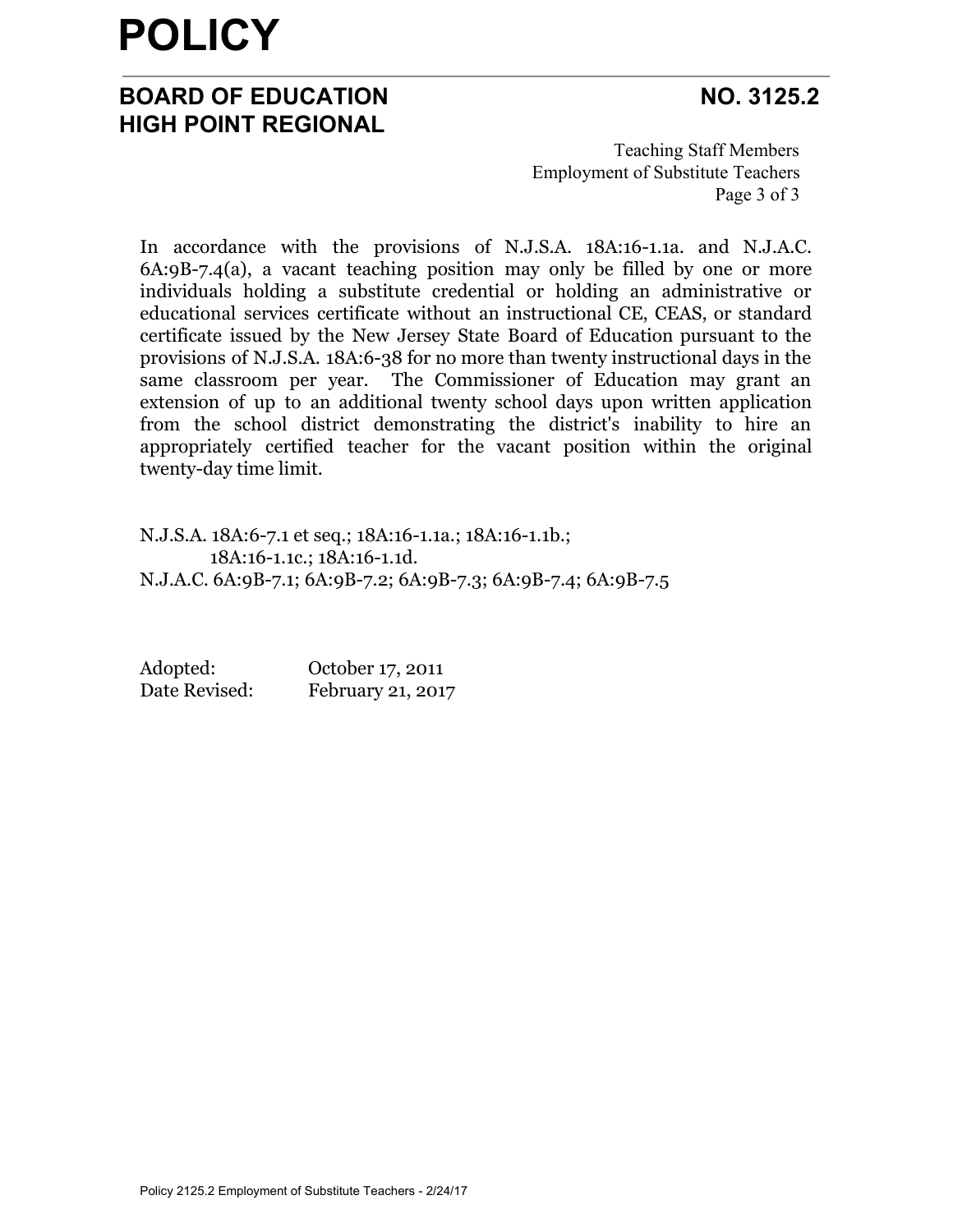In accordance with the provisions of N.J.S.A. 18A:16-1.1a. and N.J.A.C. 6A:9B-7.4(a), a vacant teaching position may only be filled by one or more individuals holding a substitute credential or holding an administrative or educational services certificate without an instructional CE, CEAS, or standard certificate issued by the New Jersey State Board of Education pursuant to the provisions of N.J.S.A. 18A:6-38 for no more than twenty instructional days in the same classroom per year. The Commissioner of Education may grant an extension of up to an additional twenty school days upon written application from the school district demonstrating the district's inability to hire an appropriately certified teacher for the vacant position within the original twenty-day time limit.

N.J.S.A. 18A:6-7.1 et seq.; 18A:16-1.1a.; 18A:16-1.1b.;
18A:16-1.1c.; 18A:16-1.1d.
N.J.A.C. 6A:9B-7.1; 6A:9B-7.2; 6A:9B-7.3; 6A:9B-7.4; 6A:9B-7.5

Adopted: October 17, 2011
Date Revised: February 21, 2017